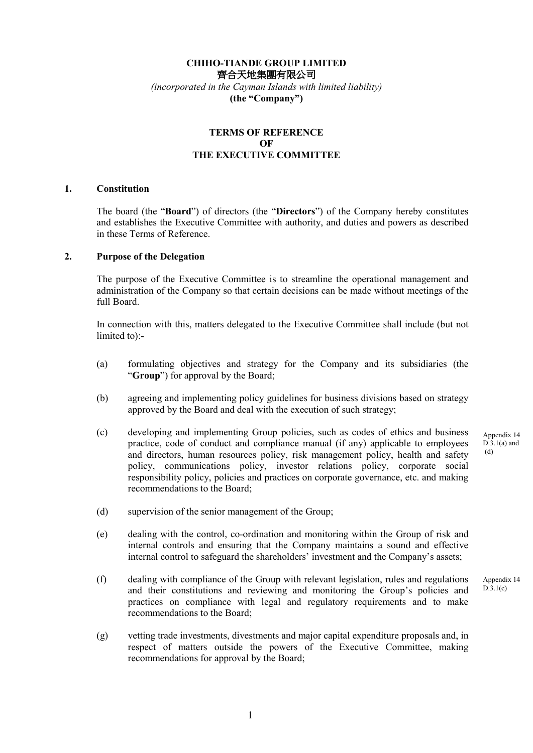**CHIHO-TIANDE GROUP LIMITED**
**齊合天地集團有限公司**
*(incorporated in the Cayman Islands with limited liability)*
**(the "Company")**

# TERMS OF REFERENCE OF THE EXECUTIVE COMMITTEE

## 1. Constitution

The board (the "**Board**") of directors (the "**Directors**") of the Company hereby constitutes and establishes the Executive Committee with authority, and duties and powers as described in these Terms of Reference.

## 2. Purpose of the Delegation

The purpose of the Executive Committee is to streamline the operational management and administration of the Company so that certain decisions can be made without meetings of the full Board.

In connection with this, matters delegated to the Executive Committee shall include (but not limited to):-

(a) formulating objectives and strategy for the Company and its subsidiaries (the "**Group**") for approval by the Board;

(b) agreeing and implementing policy guidelines for business divisions based on strategy approved by the Board and deal with the execution of such strategy;

(c) developing and implementing Group policies, such as codes of ethics and business practice, code of conduct and compliance manual (if any) applicable to employees and directors, human resources policy, risk management policy, health and safety policy, communications policy, investor relations policy, corporate social responsibility policy, policies and practices on corporate governance, etc. and making recommendations to the Board; *(Appendix 14 D.3.1(a) and (d))*

(d) supervision of the senior management of the Group;

(e) dealing with the control, co-ordination and monitoring within the Group of risk and internal controls and ensuring that the Company maintains a sound and effective internal control to safeguard the shareholders' investment and the Company's assets;

(f) dealing with compliance of the Group with relevant legislation, rules and regulations and their constitutions and reviewing and monitoring the Group's policies and practices on compliance with legal and regulatory requirements and to make recommendations to the Board; *(Appendix 14 D.3.1(c))*

(g) vetting trade investments, divestments and major capital expenditure proposals and, in respect of matters outside the powers of the Executive Committee, making recommendations for approval by the Board;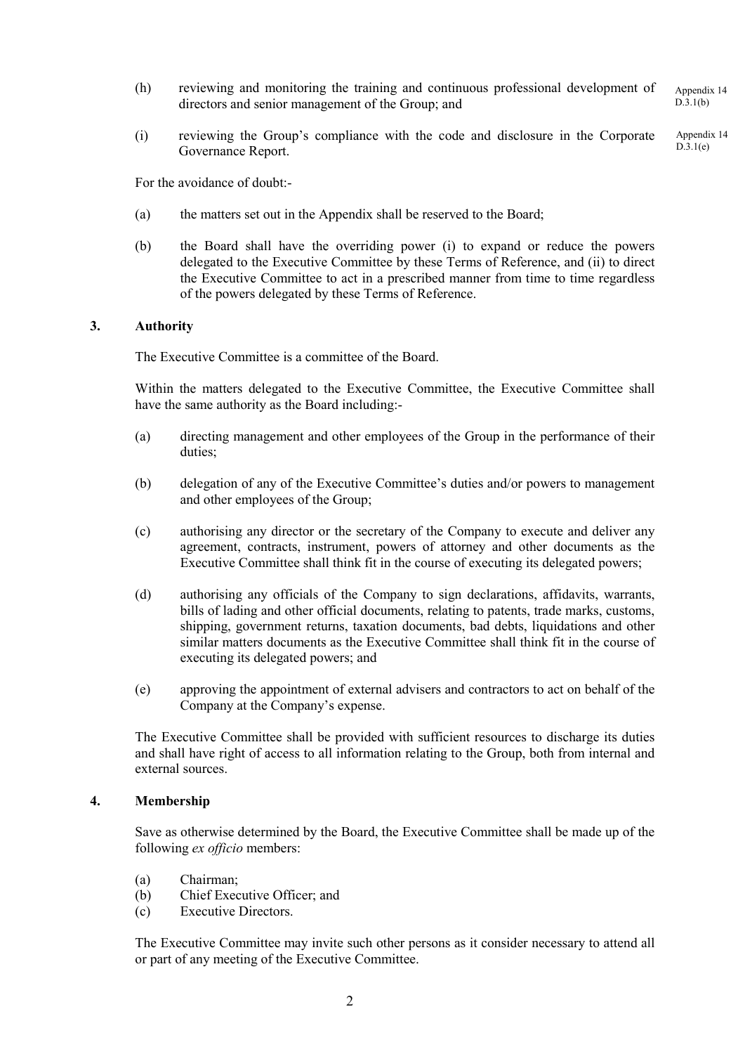(h) reviewing and monitoring the training and continuous professional development of directors and senior management of the Group; and — Appendix 14 D.3.1(b)

(i) reviewing the Group's compliance with the code and disclosure in the Corporate Governance Report. — Appendix 14 D.3.1(e)

For the avoidance of doubt:-

(a) the matters set out in the Appendix shall be reserved to the Board;

(b) the Board shall have the overriding power (i) to expand or reduce the powers delegated to the Executive Committee by these Terms of Reference, and (ii) to direct the Executive Committee to act in a prescribed manner from time to time regardless of the powers delegated by these Terms of Reference.

## 3. Authority

The Executive Committee is a committee of the Board.

Within the matters delegated to the Executive Committee, the Executive Committee shall have the same authority as the Board including:-

(a) directing management and other employees of the Group in the performance of their duties;

(b) delegation of any of the Executive Committee's duties and/or powers to management and other employees of the Group;

(c) authorising any director or the secretary of the Company to execute and deliver any agreement, contracts, instrument, powers of attorney and other documents as the Executive Committee shall think fit in the course of executing its delegated powers;

(d) authorising any officials of the Company to sign declarations, affidavits, warrants, bills of lading and other official documents, relating to patents, trade marks, customs, shipping, government returns, taxation documents, bad debts, liquidations and other similar matters documents as the Executive Committee shall think fit in the course of executing its delegated powers; and

(e) approving the appointment of external advisers and contractors to act on behalf of the Company at the Company's expense.

The Executive Committee shall be provided with sufficient resources to discharge its duties and shall have right of access to all information relating to the Group, both from internal and external sources.

## 4. Membership

Save as otherwise determined by the Board, the Executive Committee shall be made up of the following *ex officio* members:

(a) Chairman;
(b) Chief Executive Officer; and
(c) Executive Directors.

The Executive Committee may invite such other persons as it consider necessary to attend all or part of any meeting of the Executive Committee.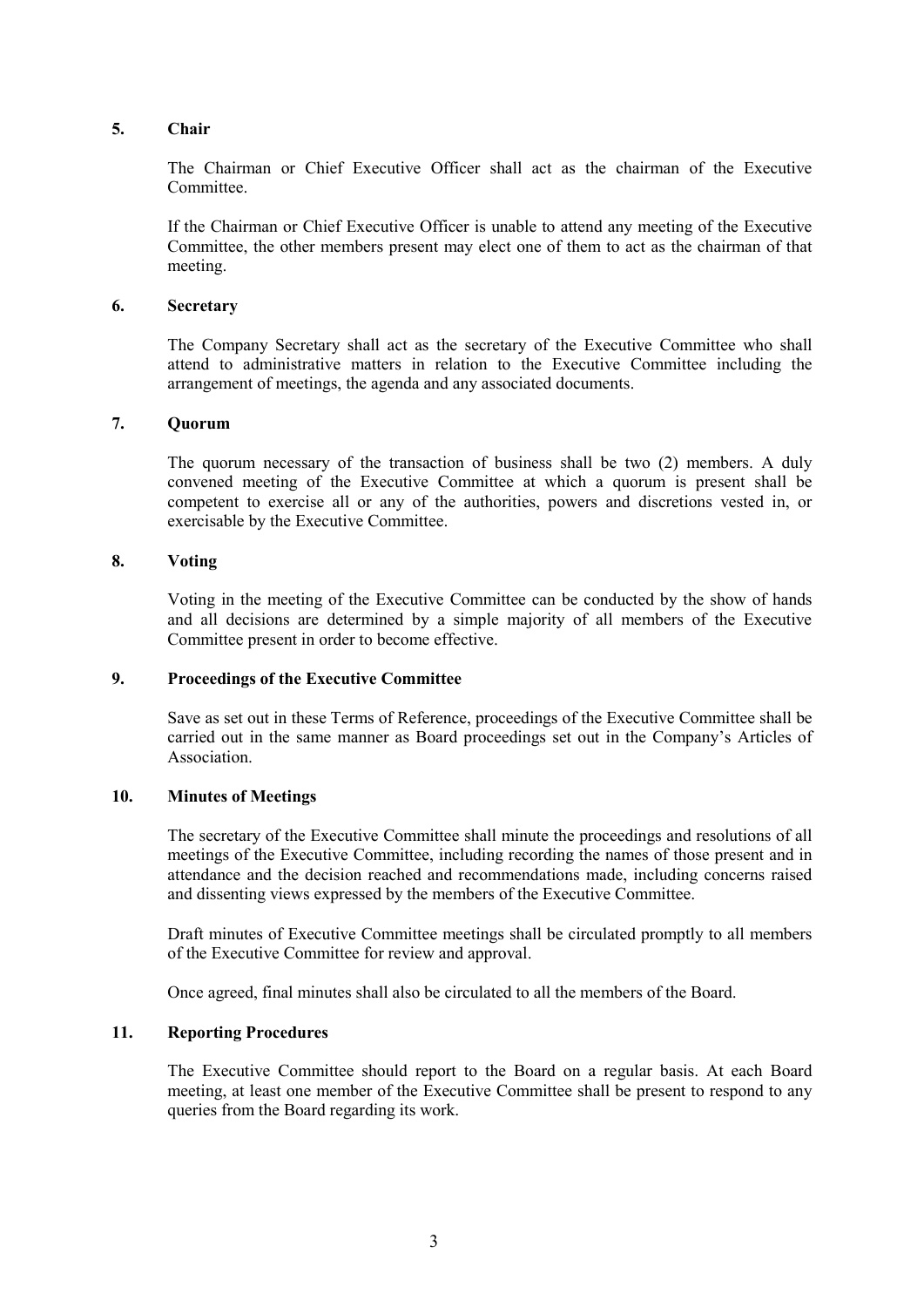## 5. Chair

The Chairman or Chief Executive Officer shall act as the chairman of the Executive Committee.

If the Chairman or Chief Executive Officer is unable to attend any meeting of the Executive Committee, the other members present may elect one of them to act as the chairman of that meeting.

## 6. Secretary

The Company Secretary shall act as the secretary of the Executive Committee who shall attend to administrative matters in relation to the Executive Committee including the arrangement of meetings, the agenda and any associated documents.

## 7. Quorum

The quorum necessary of the transaction of business shall be two (2) members. A duly convened meeting of the Executive Committee at which a quorum is present shall be competent to exercise all or any of the authorities, powers and discretions vested in, or exercisable by the Executive Committee.

## 8. Voting

Voting in the meeting of the Executive Committee can be conducted by the show of hands and all decisions are determined by a simple majority of all members of the Executive Committee present in order to become effective.

## 9. Proceedings of the Executive Committee

Save as set out in these Terms of Reference, proceedings of the Executive Committee shall be carried out in the same manner as Board proceedings set out in the Company's Articles of Association.

## 10. Minutes of Meetings

The secretary of the Executive Committee shall minute the proceedings and resolutions of all meetings of the Executive Committee, including recording the names of those present and in attendance and the decision reached and recommendations made, including concerns raised and dissenting views expressed by the members of the Executive Committee.

Draft minutes of Executive Committee meetings shall be circulated promptly to all members of the Executive Committee for review and approval.

Once agreed, final minutes shall also be circulated to all the members of the Board.

## 11. Reporting Procedures

The Executive Committee should report to the Board on a regular basis. At each Board meeting, at least one member of the Executive Committee shall be present to respond to any queries from the Board regarding its work.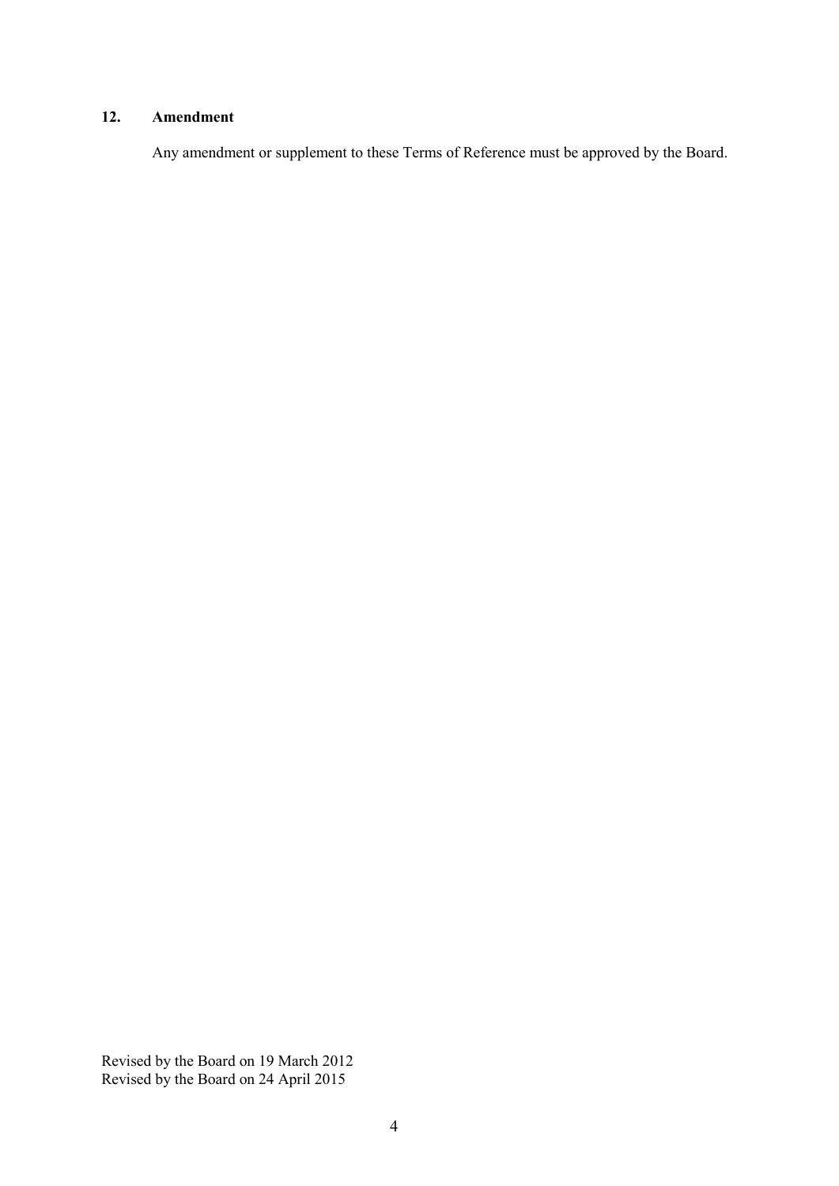## 12. Amendment

Any amendment or supplement to these Terms of Reference must be approved by the Board.

Revised by the Board on 19 March 2012
Revised by the Board on 24 April 2015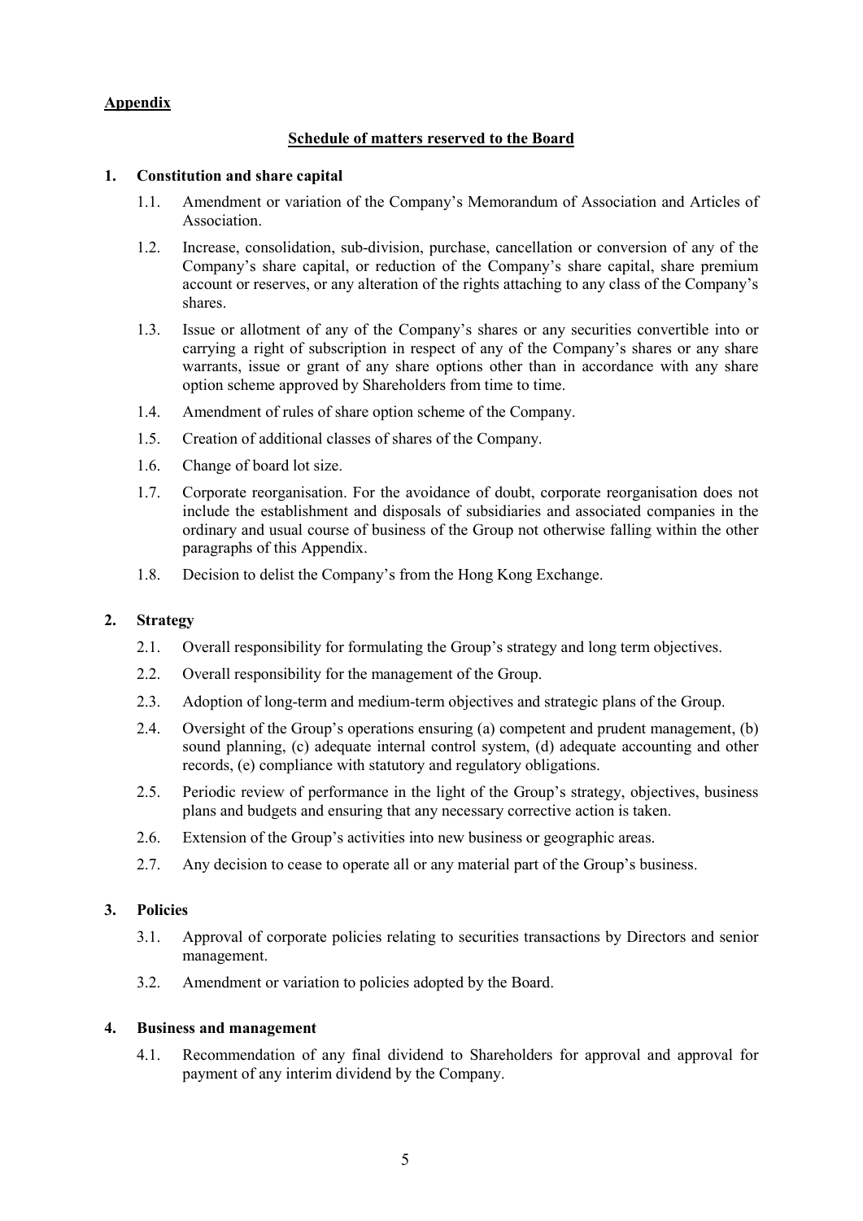**Appendix**

**Schedule of matters reserved to the Board**

**1. Constitution and share capital**

1.1. Amendment or variation of the Company's Memorandum of Association and Articles of Association.

1.2. Increase, consolidation, sub-division, purchase, cancellation or conversion of any of the Company's share capital, or reduction of the Company's share capital, share premium account or reserves, or any alteration of the rights attaching to any class of the Company's shares.

1.3. Issue or allotment of any of the Company's shares or any securities convertible into or carrying a right of subscription in respect of any of the Company's shares or any share warrants, issue or grant of any share options other than in accordance with any share option scheme approved by Shareholders from time to time.

1.4. Amendment of rules of share option scheme of the Company.

1.5. Creation of additional classes of shares of the Company.

1.6. Change of board lot size.

1.7. Corporate reorganisation. For the avoidance of doubt, corporate reorganisation does not include the establishment and disposals of subsidiaries and associated companies in the ordinary and usual course of business of the Group not otherwise falling within the other paragraphs of this Appendix.

1.8. Decision to delist the Company's from the Hong Kong Exchange.

**2. Strategy**

2.1. Overall responsibility for formulating the Group's strategy and long term objectives.

2.2. Overall responsibility for the management of the Group.

2.3. Adoption of long-term and medium-term objectives and strategic plans of the Group.

2.4. Oversight of the Group's operations ensuring (a) competent and prudent management, (b) sound planning, (c) adequate internal control system, (d) adequate accounting and other records, (e) compliance with statutory and regulatory obligations.

2.5. Periodic review of performance in the light of the Group's strategy, objectives, business plans and budgets and ensuring that any necessary corrective action is taken.

2.6. Extension of the Group's activities into new business or geographic areas.

2.7. Any decision to cease to operate all or any material part of the Group's business.

**3. Policies**

3.1. Approval of corporate policies relating to securities transactions by Directors and senior management.

3.2. Amendment or variation to policies adopted by the Board.

**4. Business and management**

4.1. Recommendation of any final dividend to Shareholders for approval and approval for payment of any interim dividend by the Company.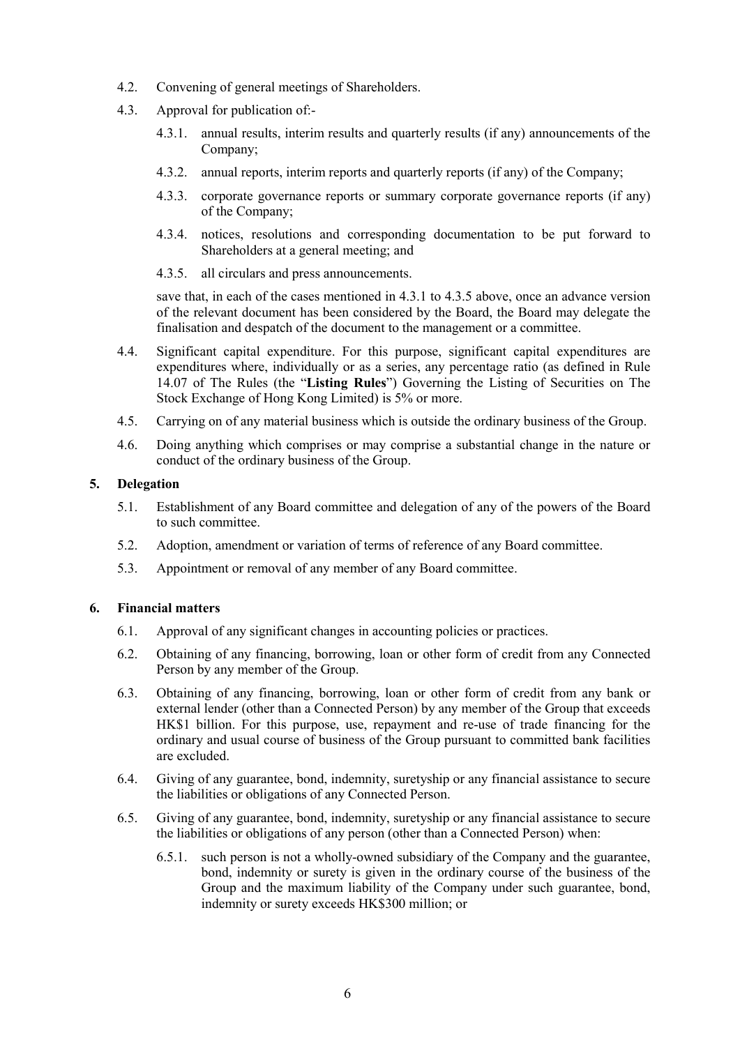4.2. Convening of general meetings of Shareholders.

4.3. Approval for publication of:-

4.3.1. annual results, interim results and quarterly results (if any) announcements of the Company;

4.3.2. annual reports, interim reports and quarterly reports (if any) of the Company;

4.3.3. corporate governance reports or summary corporate governance reports (if any) of the Company;

4.3.4. notices, resolutions and corresponding documentation to be put forward to Shareholders at a general meeting; and

4.3.5. all circulars and press announcements.

save that, in each of the cases mentioned in 4.3.1 to 4.3.5 above, once an advance version of the relevant document has been considered by the Board, the Board may delegate the finalisation and despatch of the document to the management or a committee.

4.4. Significant capital expenditure. For this purpose, significant capital expenditures are expenditures where, individually or as a series, any percentage ratio (as defined in Rule 14.07 of The Rules (the "**Listing Rules**") Governing the Listing of Securities on The Stock Exchange of Hong Kong Limited) is 5% or more.

4.5. Carrying on of any material business which is outside the ordinary business of the Group.

4.6. Doing anything which comprises or may comprise a substantial change in the nature or conduct of the ordinary business of the Group.

**5. Delegation**

5.1. Establishment of any Board committee and delegation of any of the powers of the Board to such committee.

5.2. Adoption, amendment or variation of terms of reference of any Board committee.

5.3. Appointment or removal of any member of any Board committee.

**6. Financial matters**

6.1. Approval of any significant changes in accounting policies or practices.

6.2. Obtaining of any financing, borrowing, loan or other form of credit from any Connected Person by any member of the Group.

6.3. Obtaining of any financing, borrowing, loan or other form of credit from any bank or external lender (other than a Connected Person) by any member of the Group that exceeds HK$1 billion. For this purpose, use, repayment and re-use of trade financing for the ordinary and usual course of business of the Group pursuant to committed bank facilities are excluded.

6.4. Giving of any guarantee, bond, indemnity, suretyship or any financial assistance to secure the liabilities or obligations of any Connected Person.

6.5. Giving of any guarantee, bond, indemnity, suretyship or any financial assistance to secure the liabilities or obligations of any person (other than a Connected Person) when:

6.5.1. such person is not a wholly-owned subsidiary of the Company and the guarantee, bond, indemnity or surety is given in the ordinary course of the business of the Group and the maximum liability of the Company under such guarantee, bond, indemnity or surety exceeds HK$300 million; or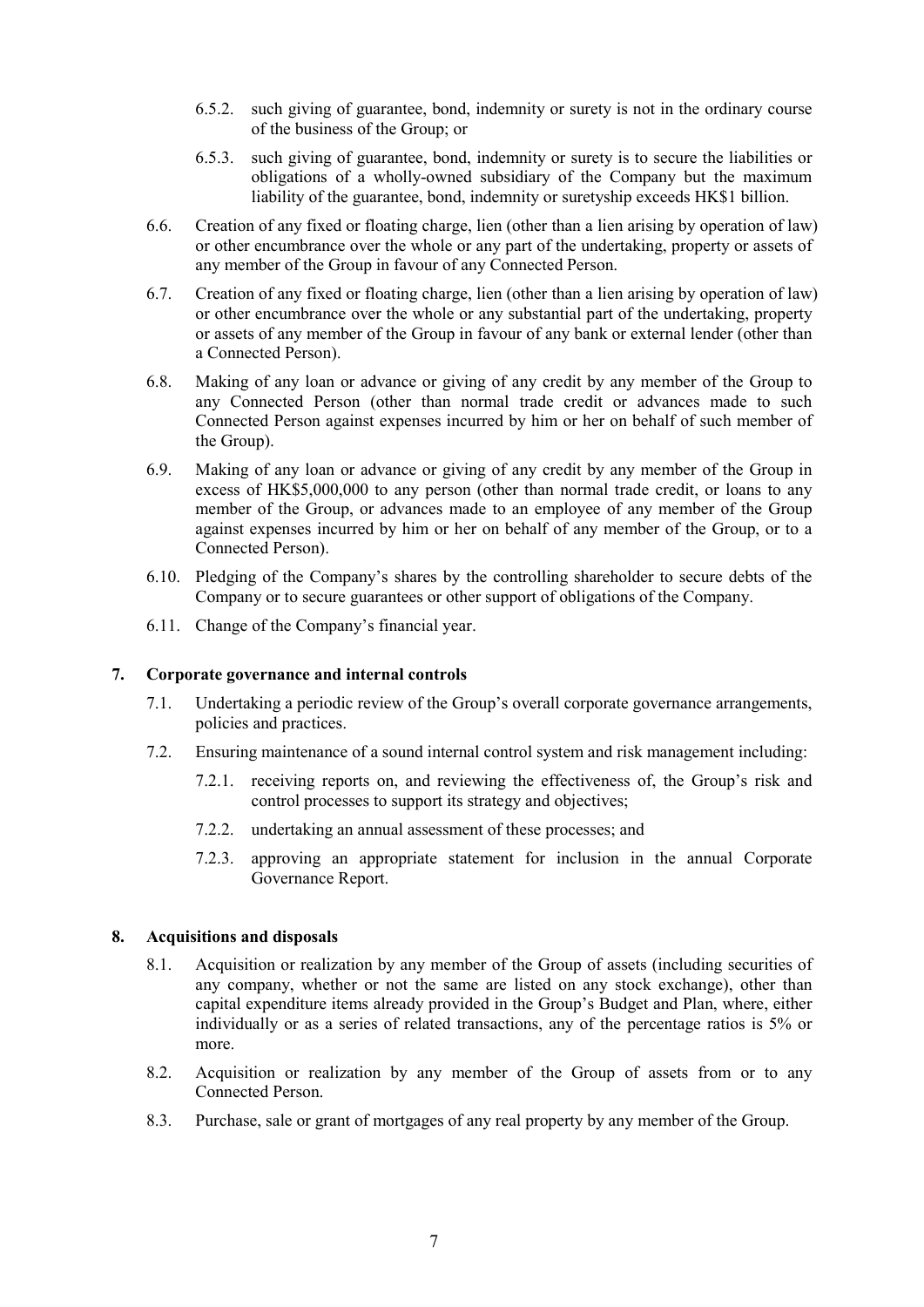6.5.2. such giving of guarantee, bond, indemnity or surety is not in the ordinary course of the business of the Group; or

6.5.3. such giving of guarantee, bond, indemnity or surety is to secure the liabilities or obligations of a wholly-owned subsidiary of the Company but the maximum liability of the guarantee, bond, indemnity or suretyship exceeds HK$1 billion.

6.6. Creation of any fixed or floating charge, lien (other than a lien arising by operation of law) or other encumbrance over the whole or any part of the undertaking, property or assets of any member of the Group in favour of any Connected Person.

6.7. Creation of any fixed or floating charge, lien (other than a lien arising by operation of law) or other encumbrance over the whole or any substantial part of the undertaking, property or assets of any member of the Group in favour of any bank or external lender (other than a Connected Person).

6.8. Making of any loan or advance or giving of any credit by any member of the Group to any Connected Person (other than normal trade credit or advances made to such Connected Person against expenses incurred by him or her on behalf of such member of the Group).

6.9. Making of any loan or advance or giving of any credit by any member of the Group in excess of HK$5,000,000 to any person (other than normal trade credit, or loans to any member of the Group, or advances made to an employee of any member of the Group against expenses incurred by him or her on behalf of any member of the Group, or to a Connected Person).

6.10. Pledging of the Company's shares by the controlling shareholder to secure debts of the Company or to secure guarantees or other support of obligations of the Company.

6.11. Change of the Company's financial year.

## 7. Corporate governance and internal controls

7.1. Undertaking a periodic review of the Group's overall corporate governance arrangements, policies and practices.

7.2. Ensuring maintenance of a sound internal control system and risk management including:

7.2.1. receiving reports on, and reviewing the effectiveness of, the Group's risk and control processes to support its strategy and objectives;

7.2.2. undertaking an annual assessment of these processes; and

7.2.3. approving an appropriate statement for inclusion in the annual Corporate Governance Report.

## 8. Acquisitions and disposals

8.1. Acquisition or realization by any member of the Group of assets (including securities of any company, whether or not the same are listed on any stock exchange), other than capital expenditure items already provided in the Group's Budget and Plan, where, either individually or as a series of related transactions, any of the percentage ratios is 5% or more.

8.2. Acquisition or realization by any member of the Group of assets from or to any Connected Person.

8.3. Purchase, sale or grant of mortgages of any real property by any member of the Group.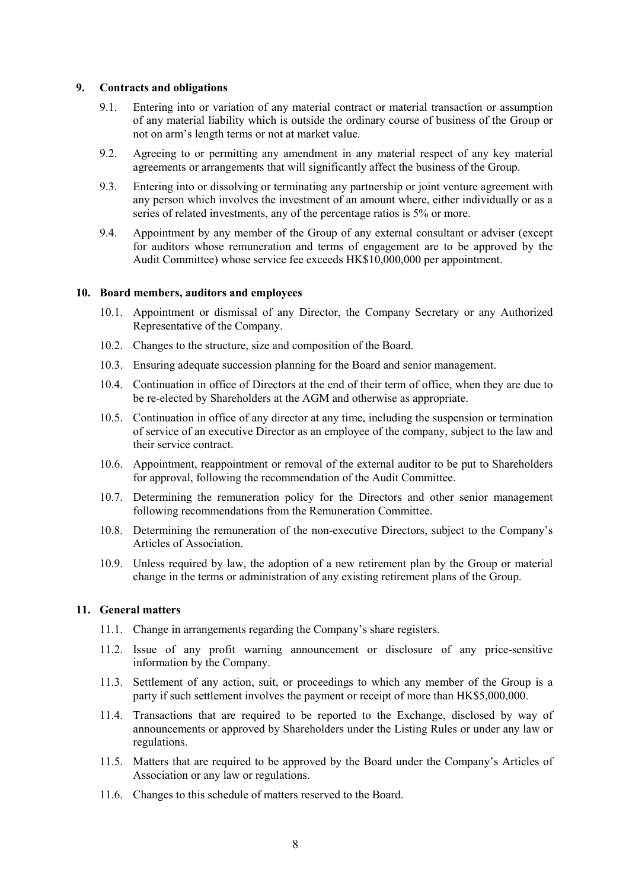## 9. Contracts and obligations

9.1. Entering into or variation of any material contract or material transaction or assumption of any material liability which is outside the ordinary course of business of the Group or not on arm's length terms or not at market value.

9.2. Agreeing to or permitting any amendment in any material respect of any key material agreements or arrangements that will significantly affect the business of the Group.

9.3. Entering into or dissolving or terminating any partnership or joint venture agreement with any person which involves the investment of an amount where, either individually or as a series of related investments, any of the percentage ratios is 5% or more.

9.4. Appointment by any member of the Group of any external consultant or adviser (except for auditors whose remuneration and terms of engagement are to be approved by the Audit Committee) whose service fee exceeds HK$10,000,000 per appointment.

## 10. Board members, auditors and employees

10.1. Appointment or dismissal of any Director, the Company Secretary or any Authorized Representative of the Company.

10.2. Changes to the structure, size and composition of the Board.

10.3. Ensuring adequate succession planning for the Board and senior management.

10.4. Continuation in office of Directors at the end of their term of office, when they are due to be re-elected by Shareholders at the AGM and otherwise as appropriate.

10.5. Continuation in office of any director at any time, including the suspension or termination of service of an executive Director as an employee of the company, subject to the law and their service contract.

10.6. Appointment, reappointment or removal of the external auditor to be put to Shareholders for approval, following the recommendation of the Audit Committee.

10.7. Determining the remuneration policy for the Directors and other senior management following recommendations from the Remuneration Committee.

10.8. Determining the remuneration of the non-executive Directors, subject to the Company's Articles of Association.

10.9. Unless required by law, the adoption of a new retirement plan by the Group or material change in the terms or administration of any existing retirement plans of the Group.

## 11. General matters

11.1. Change in arrangements regarding the Company's share registers.

11.2. Issue of any profit warning announcement or disclosure of any price-sensitive information by the Company.

11.3. Settlement of any action, suit, or proceedings to which any member of the Group is a party if such settlement involves the payment or receipt of more than HK$5,000,000.

11.4. Transactions that are required to be reported to the Exchange, disclosed by way of announcements or approved by Shareholders under the Listing Rules or under any law or regulations.

11.5. Matters that are required to be approved by the Board under the Company's Articles of Association or any law or regulations.

11.6. Changes to this schedule of matters reserved to the Board.